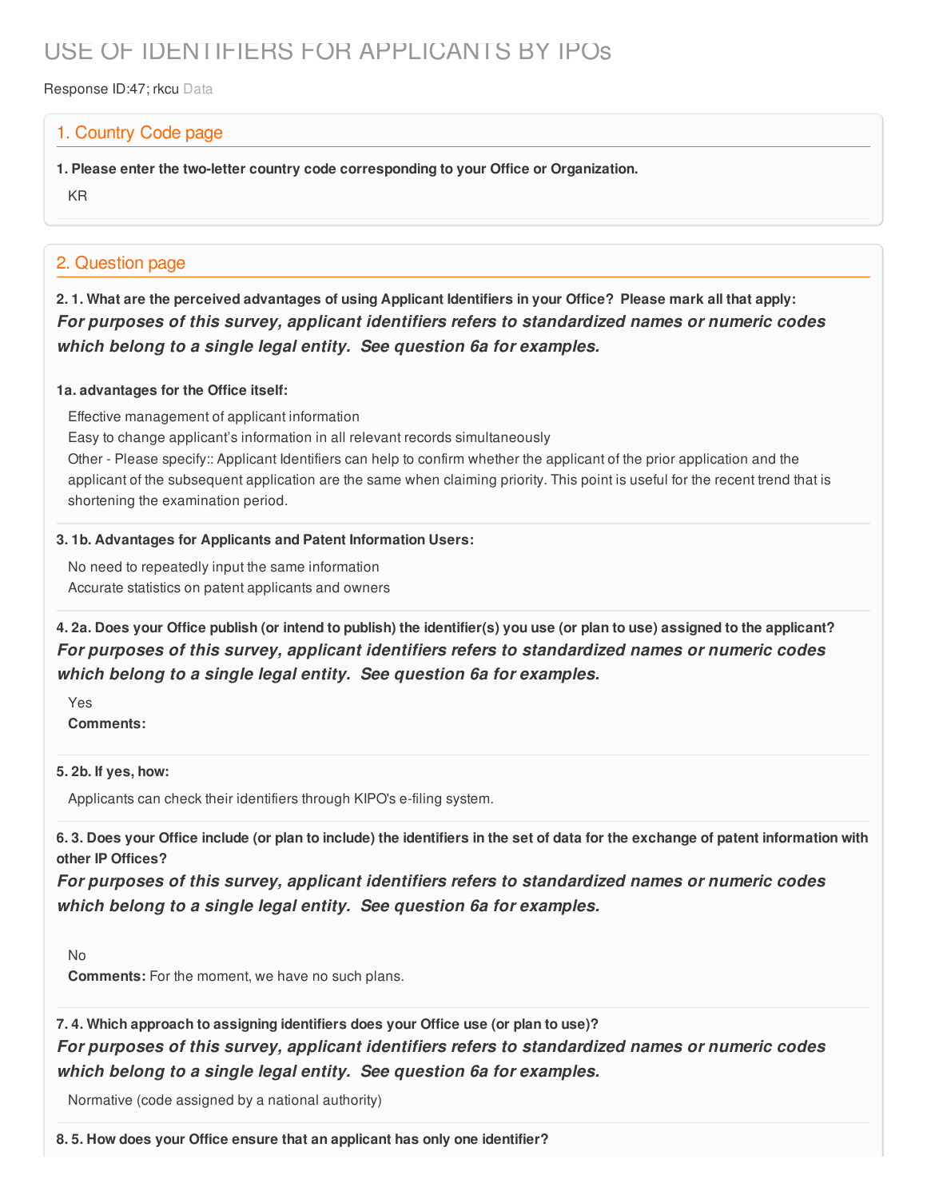# USE OF IDENTIFIERS FOR APPLICANTS BY IPOs

Response ID:47; rkcu Data

## 1. Country Code page

**1. Please enter the two-letter country code corresponding to your Office or Organization.**

KR

## 2. Question page

**2. 1. What are the perceived advantages of using Applicant Identifiers in your Office? Please mark all that apply:**

***For purposes of this survey, applicant identifiers refers to standardized names or numeric codes which belong to a single legal entity. See question 6a for examples.***

**1a. advantages for the Office itself:**

Effective management of applicant information

Easy to change applicant's information in all relevant records simultaneously

Other - Please specify:: Applicant Identifiers can help to confirm whether the applicant of the prior application and the applicant of the subsequent application are the same when claiming priority. This point is useful for the recent trend that is shortening the examination period.

**3. 1b. Advantages for Applicants and Patent Information Users:**

No need to repeatedly input the same information

Accurate statistics on patent applicants and owners

**4. 2a. Does your Office publish (or intend to publish) the identifier(s) you use (or plan to use) assigned to the applicant?**

***For purposes of this survey, applicant identifiers refers to standardized names or numeric codes which belong to a single legal entity. See question 6a for examples.***

Yes

**Comments:**

**5. 2b. If yes, how:**

Applicants can check their identifiers through KIPO's e-filing system.

**6. 3. Does your Office include (or plan to include) the identifiers in the set of data for the exchange of patent information with other IP Offices?**

***For purposes of this survey, applicant identifiers refers to standardized names or numeric codes which belong to a single legal entity. See question 6a for examples.***

No

**Comments:** For the moment, we have no such plans.

**7. 4. Which approach to assigning identifiers does your Office use (or plan to use)?**

***For purposes of this survey, applicant identifiers refers to standardized names or numeric codes which belong to a single legal entity. See question 6a for examples.***

Normative (code assigned by a national authority)

**8. 5. How does your Office ensure that an applicant has only one identifier?**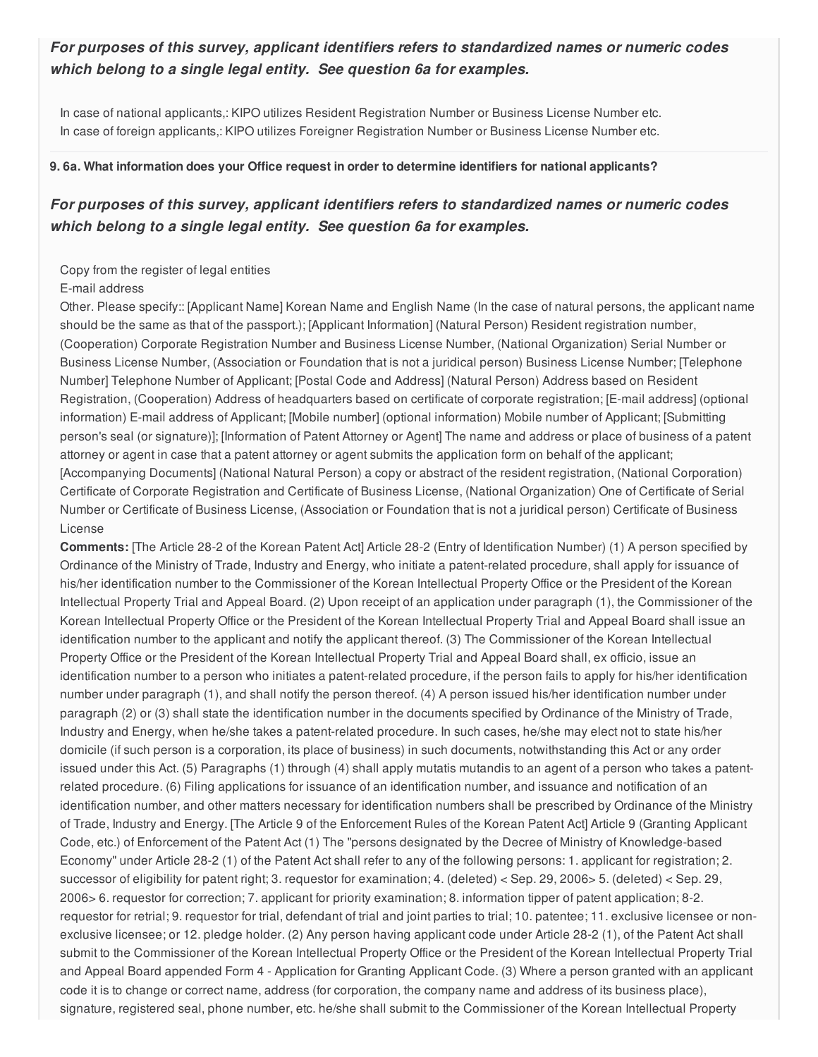***For purposes of this survey, applicant identifiers refers to standardized names or numeric codes which belong to a single legal entity. See question 6a for examples.***

In case of national applicants,: KIPO utilizes Resident Registration Number or Business License Number etc.
In case of foreign applicants,: KIPO utilizes Foreigner Registration Number or Business License Number etc.

**9. 6a. What information does your Office request in order to determine identifiers for national applicants?**

***For purposes of this survey, applicant identifiers refers to standardized names or numeric codes which belong to a single legal entity. See question 6a for examples.***

Copy from the register of legal entities
E-mail address
Other. Please specify:: [Applicant Name] Korean Name and English Name (In the case of natural persons, the applicant name should be the same as that of the passport.); [Applicant Information] (Natural Person) Resident registration number, (Cooperation) Corporate Registration Number and Business License Number, (National Organization) Serial Number or Business License Number, (Association or Foundation that is not a juridical person) Business License Number; [Telephone Number] Telephone Number of Applicant; [Postal Code and Address] (Natural Person) Address based on Resident Registration, (Cooperation) Address of headquarters based on certificate of corporate registration; [E-mail address] (optional information) E-mail address of Applicant; [Mobile number] (optional information) Mobile number of Applicant; [Submitting person's seal (or signature)]; [Information of Patent Attorney or Agent] The name and address or place of business of a patent attorney or agent in case that a patent attorney or agent submits the application form on behalf of the applicant; [Accompanying Documents] (National Natural Person) a copy or abstract of the resident registration, (National Corporation) Certificate of Corporate Registration and Certificate of Business License, (National Organization) One of Certificate of Serial Number or Certificate of Business License, (Association or Foundation that is not a juridical person) Certificate of Business License

**Comments:** [The Article 28-2 of the Korean Patent Act] Article 28-2 (Entry of Identification Number) (1) A person specified by Ordinance of the Ministry of Trade, Industry and Energy, who initiate a patent-related procedure, shall apply for issuance of his/her identification number to the Commissioner of the Korean Intellectual Property Office or the President of the Korean Intellectual Property Trial and Appeal Board. (2) Upon receipt of an application under paragraph (1), the Commissioner of the Korean Intellectual Property Office or the President of the Korean Intellectual Property Trial and Appeal Board shall issue an identification number to the applicant and notify the applicant thereof. (3) The Commissioner of the Korean Intellectual Property Office or the President of the Korean Intellectual Property Trial and Appeal Board shall, ex officio, issue an identification number to a person who initiates a patent-related procedure, if the person fails to apply for his/her identification number under paragraph (1), and shall notify the person thereof. (4) A person issued his/her identification number under paragraph (2) or (3) shall state the identification number in the documents specified by Ordinance of the Ministry of Trade, Industry and Energy, when he/she takes a patent-related procedure. In such cases, he/she may elect not to state his/her domicile (if such person is a corporation, its place of business) in such documents, notwithstanding this Act or any order issued under this Act. (5) Paragraphs (1) through (4) shall apply mutatis mutandis to an agent of a person who takes a patent-related procedure. (6) Filing applications for issuance of an identification number, and issuance and notification of an identification number, and other matters necessary for identification numbers shall be prescribed by Ordinance of the Ministry of Trade, Industry and Energy. [The Article 9 of the Enforcement Rules of the Korean Patent Act] Article 9 (Granting Applicant Code, etc.) of Enforcement of the Patent Act (1) The "persons designated by the Decree of Ministry of Knowledge-based Economy" under Article 28-2 (1) of the Patent Act shall refer to any of the following persons: 1. applicant for registration; 2. successor of eligibility for patent right; 3. requestor for examination; 4. (deleted) < Sep. 29, 2006> 5. (deleted) < Sep. 29, 2006> 6. requestor for correction; 7. applicant for priority examination; 8. information tipper of patent application; 8-2. requestor for retrial; 9. requestor for trial, defendant of trial and joint parties to trial; 10. patentee; 11. exclusive licensee or non-exclusive licensee; or 12. pledge holder. (2) Any person having applicant code under Article 28-2 (1), of the Patent Act shall submit to the Commissioner of the Korean Intellectual Property Office or the President of the Korean Intellectual Property Trial and Appeal Board appended Form 4 - Application for Granting Applicant Code. (3) Where a person granted with an applicant code it is to change or correct name, address (for corporation, the company name and address of its business place), signature, registered seal, phone number, etc. he/she shall submit to the Commissioner of the Korean Intellectual Property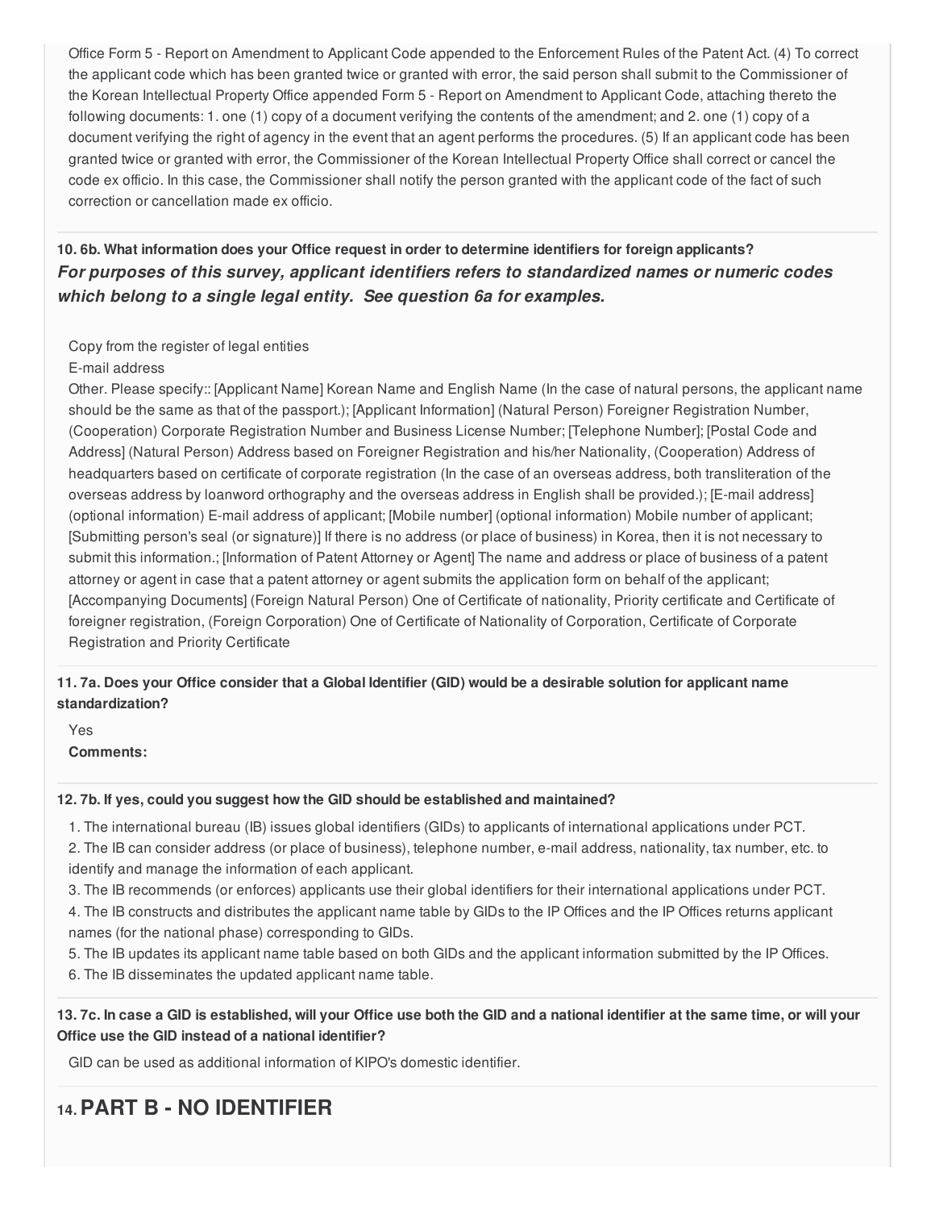Office Form 5 - Report on Amendment to Applicant Code appended to the Enforcement Rules of the Patent Act. (4) To correct the applicant code which has been granted twice or granted with error, the said person shall submit to the Commissioner of the Korean Intellectual Property Office appended Form 5 - Report on Amendment to Applicant Code, attaching thereto the following documents: 1. one (1) copy of a document verifying the contents of the amendment; and 2. one (1) copy of a document verifying the right of agency in the event that an agent performs the procedures. (5) If an applicant code has been granted twice or granted with error, the Commissioner of the Korean Intellectual Property Office shall correct or cancel the code ex officio. In this case, the Commissioner shall notify the person granted with the applicant code of the fact of such correction or cancellation made ex officio.

**10. 6b. What information does your Office request in order to determine identifiers for foreign applicants?**
***For purposes of this survey, applicant identifiers refers to standardized names or numeric codes which belong to a single legal entity. See question 6a for examples.***

Copy from the register of legal entities

E-mail address

Other. Please specify:: [Applicant Name] Korean Name and English Name (In the case of natural persons, the applicant name should be the same as that of the passport.); [Applicant Information] (Natural Person) Foreigner Registration Number, (Cooperation) Corporate Registration Number and Business License Number; [Telephone Number]; [Postal Code and Address] (Natural Person) Address based on Foreigner Registration and his/her Nationality, (Cooperation) Address of headquarters based on certificate of corporate registration (In the case of an overseas address, both transliteration of the overseas address by loanword orthography and the overseas address in English shall be provided.); [E-mail address] (optional information) E-mail address of applicant; [Mobile number] (optional information) Mobile number of applicant; [Submitting person's seal (or signature)] If there is no address (or place of business) in Korea, then it is not necessary to submit this information.; [Information of Patent Attorney or Agent] The name and address or place of business of a patent attorney or agent in case that a patent attorney or agent submits the application form on behalf of the applicant; [Accompanying Documents] (Foreign Natural Person) One of Certificate of nationality, Priority certificate and Certificate of foreigner registration, (Foreign Corporation) One of Certificate of Nationality of Corporation, Certificate of Corporate Registration and Priority Certificate

**11. 7a. Does your Office consider that a Global Identifier (GID) would be a desirable solution for applicant name standardization?**

Yes

**Comments:**

**12. 7b. If yes, could you suggest how the GID should be established and maintained?**

1. The international bureau (IB) issues global identifiers (GIDs) to applicants of international applications under PCT.
2. The IB can consider address (or place of business), telephone number, e-mail address, nationality, tax number, etc. to identify and manage the information of each applicant.
3. The IB recommends (or enforces) applicants use their global identifiers for their international applications under PCT.
4. The IB constructs and distributes the applicant name table by GIDs to the IP Offices and the IP Offices returns applicant names (for the national phase) corresponding to GIDs.
5. The IB updates its applicant name table based on both GIDs and the applicant information submitted by the IP Offices.
6. The IB disseminates the updated applicant name table.

**13. 7c. In case a GID is established, will your Office use both the GID and a national identifier at the same time, or will your Office use the GID instead of a national identifier?**

GID can be used as additional information of KIPO's domestic identifier.

# 14. PART B - NO IDENTIFIER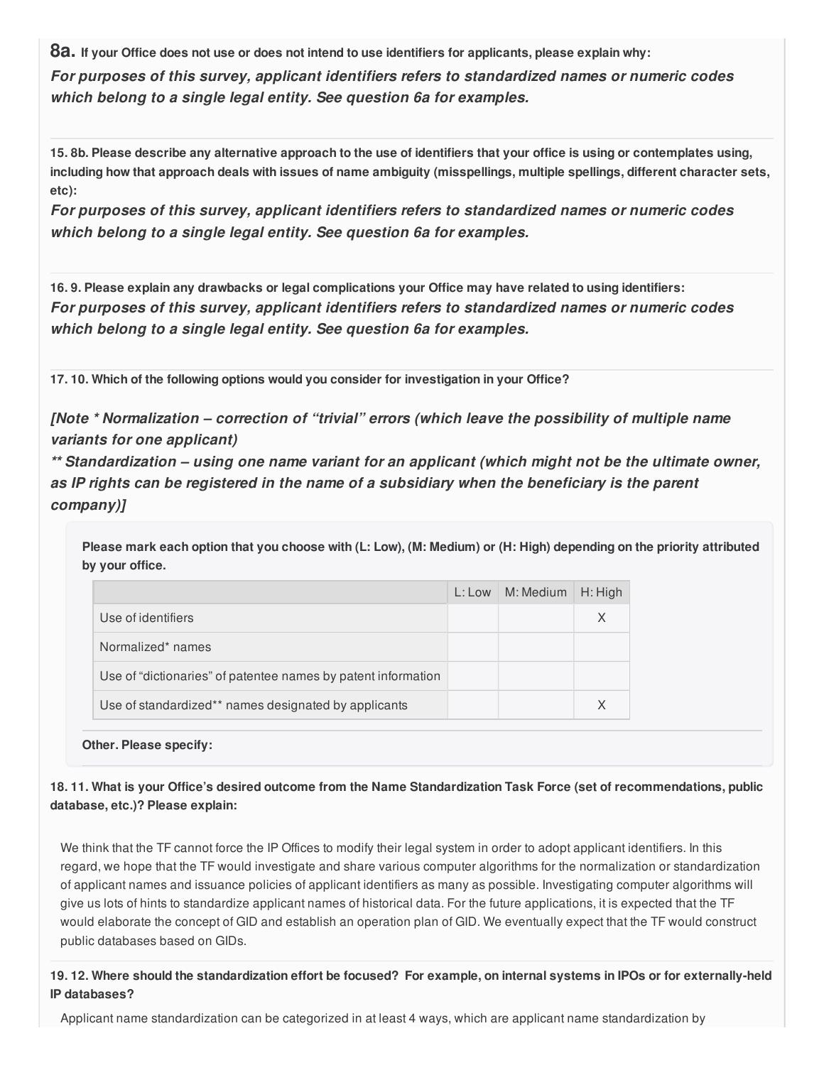**8a.** **If your Office does not use or does not intend to use identifiers for applicants, please explain why:**

***For purposes of this survey, applicant identifiers refers to standardized names or numeric codes which belong to a single legal entity. See question 6a for examples.***

**15. 8b. Please describe any alternative approach to the use of identifiers that your office is using or contemplates using, including how that approach deals with issues of name ambiguity (misspellings, multiple spellings, different character sets, etc):**

***For purposes of this survey, applicant identifiers refers to standardized names or numeric codes which belong to a single legal entity. See question 6a for examples.***

**16. 9. Please explain any drawbacks or legal complications your Office may have related to using identifiers:**

***For purposes of this survey, applicant identifiers refers to standardized names or numeric codes which belong to a single legal entity. See question 6a for examples.***

**17. 10. Which of the following options would you consider for investigation in your Office?**

***[Note * Normalization – correction of "trivial" errors (which leave the possibility of multiple name variants for one applicant)***
***** Standardization – using one name variant for an applicant (which might not be the ultimate owner, as IP rights can be registered in the name of a subsidiary when the beneficiary is the parent company)]***

**Please mark each option that you choose with (L: Low), (M: Medium) or (H: High) depending on the priority attributed by your office.**

| | L: Low | M: Medium | H: High |
|---|---|---|---|
| Use of identifiers | | | X |
| Normalized* names | | | |
| Use of "dictionaries" of patentee names by patent information | | | |
| Use of standardized** names designated by applicants | | | X |

**Other. Please specify:**

**18. 11. What is your Office's desired outcome from the Name Standardization Task Force (set of recommendations, public database, etc.)? Please explain:**

We think that the TF cannot force the IP Offices to modify their legal system in order to adopt applicant identifiers. In this regard, we hope that the TF would investigate and share various computer algorithms for the normalization or standardization of applicant names and issuance policies of applicant identifiers as many as possible. Investigating computer algorithms will give us lots of hints to standardize applicant names of historical data. For the future applications, it is expected that the TF would elaborate the concept of GID and establish an operation plan of GID. We eventually expect that the TF would construct public databases based on GIDs.

**19. 12. Where should the standardization effort be focused? For example, on internal systems in IPOs or for externally-held IP databases?**

Applicant name standardization can be categorized in at least 4 ways, which are applicant name standardization by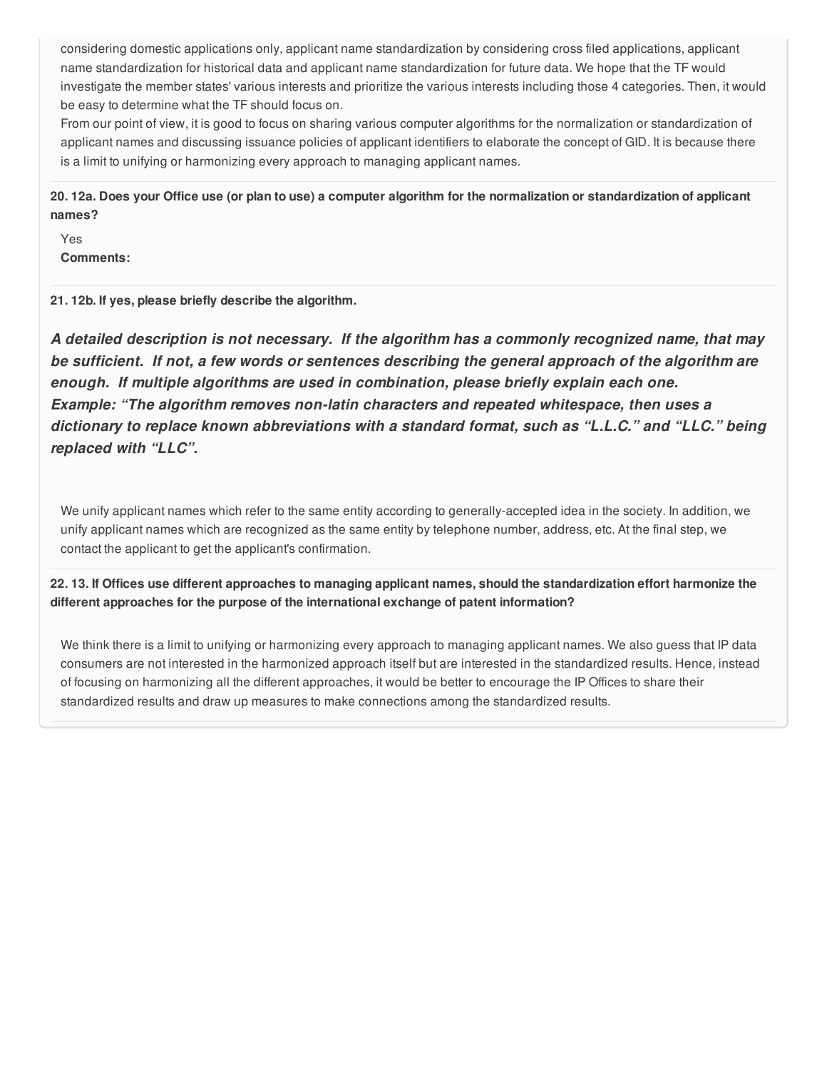considering domestic applications only, applicant name standardization by considering cross filed applications, applicant name standardization for historical data and applicant name standardization for future data. We hope that the TF would investigate the member states' various interests and prioritize the various interests including those 4 categories. Then, it would be easy to determine what the TF should focus on.

From our point of view, it is good to focus on sharing various computer algorithms for the normalization or standardization of applicant names and discussing issuance policies of applicant identifiers to elaborate the concept of GID. It is because there is a limit to unifying or harmonizing every approach to managing applicant names.

**20. 12a. Does your Office use (or plan to use) a computer algorithm for the normalization or standardization of applicant names?**

Yes

**Comments:**

**21. 12b. If yes, please briefly describe the algorithm.**

***A detailed description is not necessary. If the algorithm has a commonly recognized name, that may be sufficient. If not, a few words or sentences describing the general approach of the algorithm are enough. If multiple algorithms are used in combination, please briefly explain each one.***
***Example: "The algorithm removes non-latin characters and repeated whitespace, then uses a dictionary to replace known abbreviations with a standard format, such as "L.L.C." and "LLC." being replaced with "LLC".***

We unify applicant names which refer to the same entity according to generally-accepted idea in the society. In addition, we unify applicant names which are recognized as the same entity by telephone number, address, etc. At the final step, we contact the applicant to get the applicant's confirmation.

**22. 13. If Offices use different approaches to managing applicant names, should the standardization effort harmonize the different approaches for the purpose of the international exchange of patent information?**

We think there is a limit to unifying or harmonizing every approach to managing applicant names. We also guess that IP data consumers are not interested in the harmonized approach itself but are interested in the standardized results. Hence, instead of focusing on harmonizing all the different approaches, it would be better to encourage the IP Offices to share their standardized results and draw up measures to make connections among the standardized results.